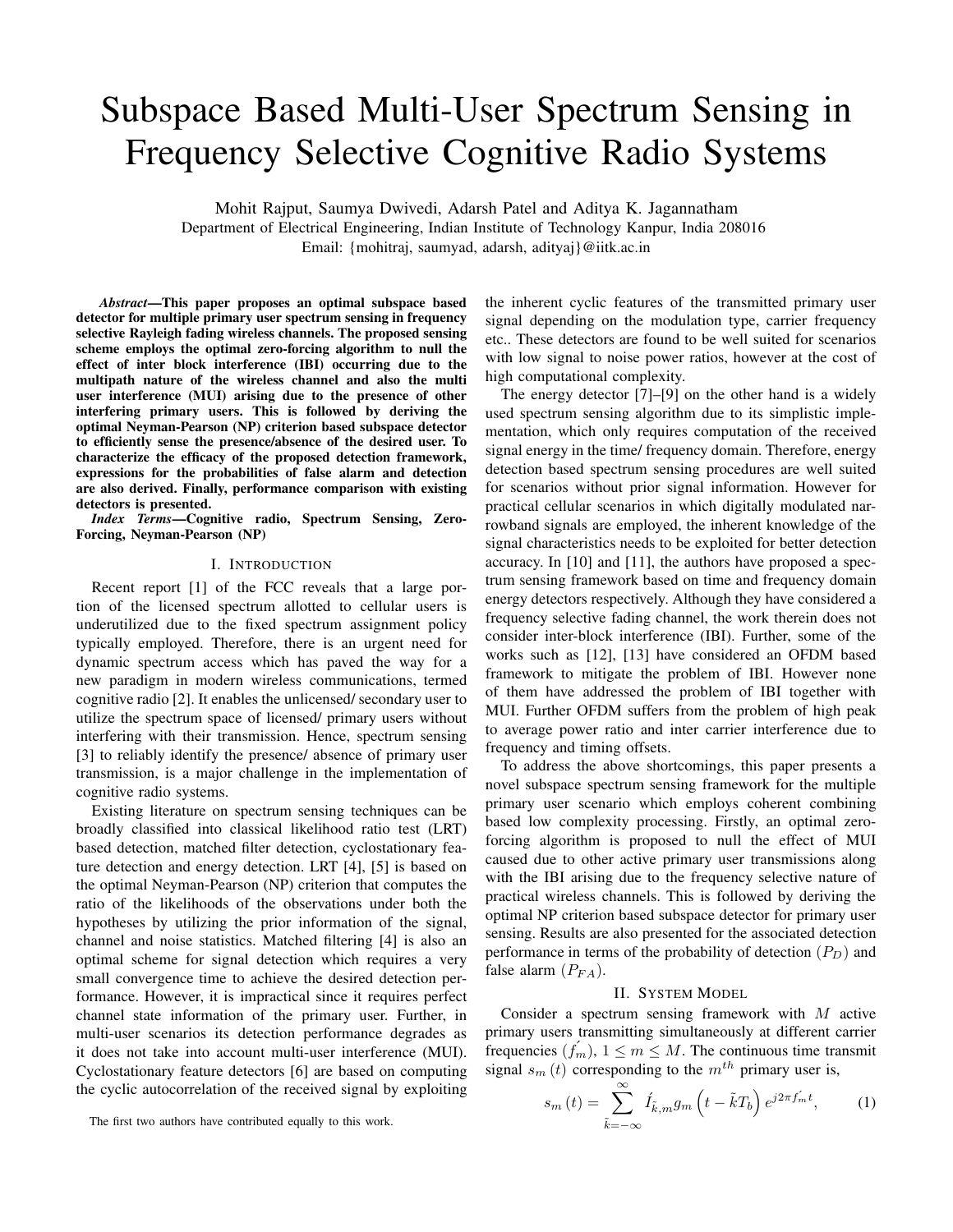# Subspace Based Multi-User Spectrum Sensing in Frequency Selective Cognitive Radio Systems

Mohit Rajput, Saumya Dwivedi, Adarsh Patel and Aditya K. Jagannatham
Department of Electrical Engineering, Indian Institute of Technology Kanpur, India 208016
Email: {mohitraj, saumyad, adarsh, adityaj}@iitk.ac.in

***Abstract*—This paper proposes an optimal subspace based detector for multiple primary user spectrum sensing in frequency selective Rayleigh fading wireless channels. The proposed sensing scheme employs the optimal zero-forcing algorithm to null the effect of inter block interference (IBI) occurring due to the multipath nature of the wireless channel and also the multi user interference (MUI) arising due to the presence of other interfering primary users. This is followed by deriving the optimal Neyman-Pearson (NP) criterion based subspace detector to efficiently sense the presence/absence of the desired user. To characterize the efficacy of the proposed detection framework, expressions for the probabilities of false alarm and detection are also derived. Finally, performance comparison with existing detectors is presented.**

***Index Terms*—Cognitive radio, Spectrum Sensing, Zero-Forcing, Neyman-Pearson (NP)**

## I. Introduction

Recent report [1] of the FCC reveals that a large portion of the licensed spectrum allotted to cellular users is underutilized due to the fixed spectrum assignment policy typically employed. Therefore, there is an urgent need for dynamic spectrum access which has paved the way for a new paradigm in modern wireless communications, termed cognitive radio [2]. It enables the unlicensed/ secondary user to utilize the spectrum space of licensed/ primary users without interfering with their transmission. Hence, spectrum sensing [3] to reliably identify the presence/ absence of primary user transmission, is a major challenge in the implementation of cognitive radio systems.

Existing literature on spectrum sensing techniques can be broadly classified into classical likelihood ratio test (LRT) based detection, matched filter detection, cyclostationary feature detection and energy detection. LRT [4], [5] is based on the optimal Neyman-Pearson (NP) criterion that computes the ratio of the likelihoods of the observations under both the hypotheses by utilizing the prior information of the signal, channel and noise statistics. Matched filtering [4] is also an optimal scheme for signal detection which requires a very small convergence time to achieve the desired detection performance. However, it is impractical since it requires perfect channel state information of the primary user. Further, in multi-user scenarios its detection performance degrades as it does not take into account multi-user interference (MUI). Cyclostationary feature detectors [6] are based on computing the cyclic autocorrelation of the received signal by exploiting the inherent cyclic features of the transmitted primary user signal depending on the modulation type, carrier frequency etc.. These detectors are found to be well suited for scenarios with low signal to noise power ratios, however at the cost of high computational complexity.

The energy detector [7]–[9] on the other hand is a widely used spectrum sensing algorithm due to its simplistic implementation, which only requires computation of the received signal energy in the time/ frequency domain. Therefore, energy detection based spectrum sensing procedures are well suited for scenarios without prior signal information. However for practical cellular scenarios in which digitally modulated narrowband signals are employed, the inherent knowledge of the signal characteristics needs to be exploited for better detection accuracy. In [10] and [11], the authors have proposed a spectrum sensing framework based on time and frequency domain energy detectors respectively. Although they have considered a frequency selective fading channel, the work therein does not consider inter-block interference (IBI). Further, some of the works such as [12], [13] have considered an OFDM based framework to mitigate the problem of IBI. However none of them have addressed the problem of IBI together with MUI. Further OFDM suffers from the problem of high peak to average power ratio and inter carrier interference due to frequency and timing offsets.

To address the above shortcomings, this paper presents a novel subspace spectrum sensing framework for the multiple primary user scenario which employs coherent combining based low complexity processing. Firstly, an optimal zero-forcing algorithm is proposed to null the effect of MUI caused due to other active primary user transmissions along with the IBI arising due to the frequency selective nature of practical wireless channels. This is followed by deriving the optimal NP criterion based subspace detector for primary user sensing. Results are also presented for the associated detection performance in terms of the probability of detection ($P_D$) and false alarm ($P_{FA}$).

## II. System Model

Consider a spectrum sensing framework with $M$ active primary users transmitting simultaneously at different carrier frequencies $(\acute{f_m})$, $1 \leq m \leq M$. The continuous time transmit signal $s_m(t)$ corresponding to the $m^{th}$ primary user is,

$$s_m(t) = \sum_{\tilde{k}=-\infty}^{\infty} \acute{I}_{\tilde{k},m} g_m\left(t - \tilde{k}T_b\right) e^{j2\pi \acute{f_m} t}, \tag{1}$$

The first two authors have contributed equally to this work.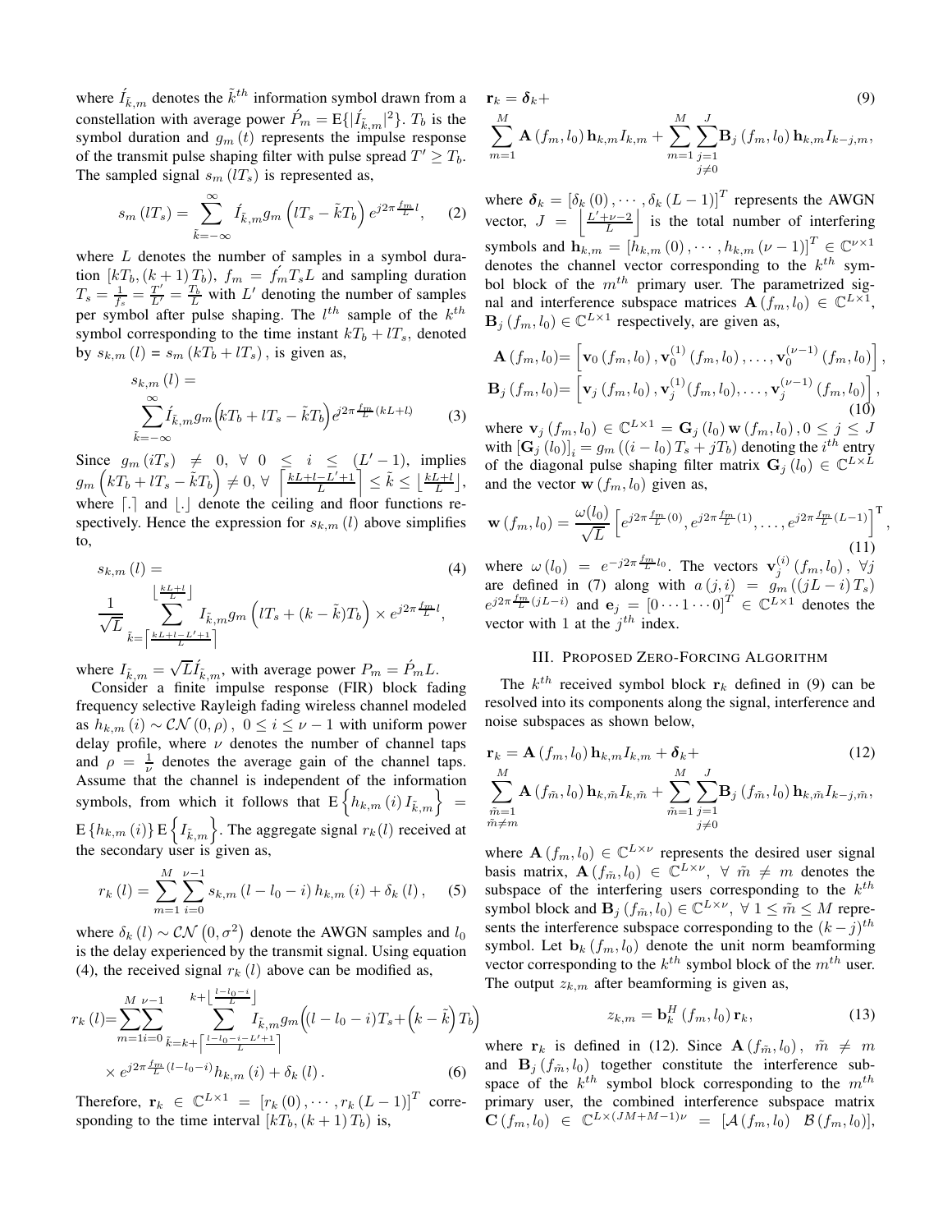where $\acute{I}_{\tilde{k},m}$ denotes the $\tilde{k}^{th}$ information symbol drawn from a constellation with average power $\acute{P}_m = \mathrm{E}\{|\acute{I}_{\tilde{k},m}|^2\}$. $T_b$ is the symbol duration and $g_m(t)$ represents the impulse response of the transmit pulse shaping filter with pulse spread $T' \geq T_b$. The sampled signal $s_m(lT_s)$ is represented as,

$$s_m(lT_s) = \sum_{\tilde{k}=-\infty}^{\infty} \acute{I}_{\tilde{k},m} g_m\left(lT_s - \tilde{k}T_b\right) e^{j2\pi \frac{f_m}{L} l}, \quad (2)$$

where $L$ denotes the number of samples in a symbol duration $[kT_b, (k+1)T_b)$, $f_m = \acute{f}_m T_s L$ and sampling duration $T_s = \frac{1}{f_s} = \frac{T'}{L'} = \frac{T_b}{L}$ with $L'$ denoting the number of samples per symbol after pulse shaping. The $l^{th}$ sample of the $k^{th}$ symbol corresponding to the time instant $kT_b + lT_s$, denoted by $s_{k,m}(l) = s_m(kT_b + lT_s)$, is given as,

$$s_{k,m}(l) = \sum_{\tilde{k}=-\infty}^{\infty} \acute{I}_{\tilde{k},m} g_m\Big(kT_b + lT_s - \tilde{k}T_b\Big) e^{j2\pi \frac{f_m}{L}(kL+l)} \quad (3)$$

Since $g_m(iT_s) \neq 0, \ \forall \ 0 \leq i \leq (L'-1)$, implies $g_m\left(kT_b + lT_s - \tilde{k}T_b\right) \neq 0, \ \forall \ \left\lceil \frac{kL+l-L'+1}{L} \right\rceil \leq \tilde{k} \leq \lfloor \frac{kL+l}{L} \rfloor$, where $\lceil . \rceil$ and $\lfloor . \rfloor$ denote the ceiling and floor functions respectively. Hence the expression for $s_{k,m}(l)$ above simplifies to,

$$s_{k,m}(l) = \frac{1}{\sqrt{L}} \sum_{\tilde{k}=\left\lceil \frac{kL+l-L'+1}{L} \right\rceil}^{\left\lfloor \frac{kL+l}{L} \right\rfloor} I_{\tilde{k},m} g_m\left(lT_s + (k-\tilde{k})T_b\right) \times e^{j2\pi \frac{f_m}{L} l}, \quad (4)$$

where $I_{\tilde{k},m} = \sqrt{L}\acute{I}_{\tilde{k},m}$, with average power $P_m = \acute{P}_m L$.

Consider a finite impulse response (FIR) block fading frequency selective Rayleigh fading wireless channel modeled as $h_{k,m}(i) \sim \mathcal{CN}(0,\rho), \ 0 \leq i \leq \nu - 1$ with uniform power delay profile, where $\nu$ denotes the number of channel taps and $\rho = \frac{1}{\nu}$ denotes the average gain of the channel taps. Assume that the channel is independent of the information symbols, from which it follows that $\mathrm{E}\left\{h_{k,m}(i) I_{\tilde{k},m}\right\} = \mathrm{E}\{h_{k,m}(i)\}\mathrm{E}\left\{I_{\tilde{k},m}\right\}$. The aggregate signal $r_k(l)$ received at the secondary user is given as,

$$r_k(l) = \sum_{m=1}^{M}\sum_{i=0}^{\nu-1} s_{k,m}(l - l_0 - i) h_{k,m}(i) + \delta_k(l), \quad (5)$$

where $\delta_k(l) \sim \mathcal{CN}(0, \sigma^2)$ denote the AWGN samples and $l_0$ is the delay experienced by the transmit signal. Using equation (4), the received signal $r_k(l)$ above can be modified as,

$$r_k(l) = \sum_{m=1}^{M}\sum_{i=0}^{\nu-1} \sum_{\tilde{k}=k+\left\lceil \frac{l-l_0-i-L'+1}{L} \right\rceil}^{k+\left\lfloor \frac{l-l_0-i}{L} \right\rfloor} I_{\tilde{k},m} g_m\Big((l-l_0-i)T_s + \Big(k-\tilde{k}\Big)T_b\Big) \times e^{j2\pi \frac{f_m}{L}(l-l_0-i)} h_{k,m}(i) + \delta_k(l). \quad (6)$$

Therefore, $\mathbf{r}_k \in \mathbb{C}^{L\times 1} = [r_k(0), \cdots, r_k(L-1)]^T$ corresponding to the time interval $[kT_b, (k+1)T_b)$ is,

$$\mathbf{r}_k = \boldsymbol{\delta}_k + \sum_{m=1}^{M} \mathbf{A}(f_m, l_0) \mathbf{h}_{k,m} I_{k,m} + \sum_{m=1}^{M}\sum_{\substack{j=1 \\ j\neq 0}}^{J} \mathbf{B}_j(f_m, l_0) \mathbf{h}_{k,m} I_{k-j,m}, \quad (9)$$

where $\boldsymbol{\delta}_k = [\delta_k(0), \cdots, \delta_k(L-1)]^T$ represents the AWGN vector, $J = \left\lfloor \frac{L'+\nu-2}{L} \right\rfloor$ is the total number of interfering symbols and $\mathbf{h}_{k,m} = [h_{k,m}(0), \cdots, h_{k,m}(\nu-1)]^T \in \mathbb{C}^{\nu\times 1}$ denotes the channel vector corresponding to the $k^{th}$ symbol block of the $m^{th}$ primary user. The parametrized signal and interference subspace matrices $\mathbf{A}(f_m, l_0) \in \mathbb{C}^{L\times 1}$, $\mathbf{B}_j(f_m, l_0) \in \mathbb{C}^{L\times 1}$ respectively, are given as,

$$\begin{aligned} \mathbf{A}(f_m, l_0) &= \left[\mathbf{v}_0(f_m, l_0), \mathbf{v}_0^{(1)}(f_m, l_0), \ldots, \mathbf{v}_0^{(\nu-1)}(f_m, l_0)\right], \\ \mathbf{B}_j(f_m, l_0) &= \left[\mathbf{v}_j(f_m, l_0), \mathbf{v}_j^{(1)}(f_m, l_0), \ldots, \mathbf{v}_j^{(\nu-1)}(f_m, l_0)\right], \end{aligned} \quad (10)$$

where $\mathbf{v}_j(f_m, l_0) \in \mathbb{C}^{L\times 1} = \mathbf{G}_j(l_0)\mathbf{w}(f_m, l_0), 0 \leq j \leq J$ with $[\mathbf{G}_j(l_0)]_i = g_m((i - l_0)T_s + jT_b)$ denoting the $i^{th}$ entry of the diagonal pulse shaping filter matrix $\mathbf{G}_j(l_0) \in \mathbb{C}^{L\times L}$ and the vector $\mathbf{w}(f_m, l_0)$ given as,

$$\mathbf{w}(f_m, l_0) = \frac{\omega(l_0)}{\sqrt{L}}\left[e^{j2\pi \frac{f_m}{L}(0)}, e^{j2\pi \frac{f_m}{L}(1)}, \ldots, e^{j2\pi \frac{f_m}{L}(L-1)}\right]^{\mathrm{T}}, \quad (11)$$

where $\omega(l_0) = e^{-j2\pi \frac{f_m}{L} l_0}$. The vectors $\mathbf{v}_j^{(i)}(f_m, l_0), \ \forall j$ are defined in (7) along with $a(j,i) = g_m((jL-i)T_s)$ $e^{j2\pi \frac{f_m}{L}(jL-i)}$ and $\mathbf{e}_j = [0 \cdots 1 \cdots 0]^T \in \mathbb{C}^{L\times 1}$ denotes the vector with 1 at the $j^{th}$ index.

## III. Proposed Zero-Forcing Algorithm

The $k^{th}$ received symbol block $\mathbf{r}_k$ defined in (9) can be resolved into its components along the signal, interference and noise subspaces as shown below,

$$\mathbf{r}_k = \mathbf{A}(f_m, l_0)\mathbf{h}_{k,m}I_{k,m} + \boldsymbol{\delta}_k + \sum_{\substack{\tilde{m}=1 \\ \tilde{m}\neq m}}^{M} \mathbf{A}(f_{\tilde{m}}, l_0)\mathbf{h}_{k,\tilde{m}}I_{k,\tilde{m}} + \sum_{\tilde{m}=1}^{M}\sum_{\substack{j=1 \\ j\neq 0}}^{J} \mathbf{B}_j(f_{\tilde{m}}, l_0)\mathbf{h}_{k,\tilde{m}}I_{k-j,\tilde{m}}, \quad (12)$$

where $\mathbf{A}(f_m, l_0) \in \mathbb{C}^{L\times\nu}$ represents the desired user signal basis matrix, $\mathbf{A}(f_{\tilde{m}}, l_0) \in \mathbb{C}^{L\times\nu}, \ \forall \ \tilde{m} \neq m$ denotes the subspace of the interfering users corresponding to the $k^{th}$ symbol block and $\mathbf{B}_j(f_{\tilde{m}}, l_0) \in \mathbb{C}^{L\times\nu}, \ \forall \ 1 \leq \tilde{m} \leq M$ represents the interference subspace corresponding to the $(k-j)^{th}$ symbol. Let $\mathbf{b}_k(f_m, l_0)$ denote the unit norm beamforming vector corresponding to the $k^{th}$ symbol block of the $m^{th}$ user. The output $z_{k,m}$ after beamforming is given as,

$$z_{k,m} = \mathbf{b}_k^H(f_m, l_0)\mathbf{r}_k, \quad (13)$$

where $\mathbf{r}_k$ is defined in (12). Since $\mathbf{A}(f_{\tilde{m}}, l_0), \ \tilde{m} \neq m$ and $\mathbf{B}_j(f_{\tilde{m}}, l_0)$ together constitute the interference subspace of the $k^{th}$ symbol block corresponding to the $m^{th}$ primary user, the combined interference subspace matrix $\mathbf{C}(f_m, l_0) \in \mathbb{C}^{L\times(JM+M-1)\nu} = [\mathcal{A}(f_m, l_0) \ \ \mathcal{B}(f_m, l_0)]$,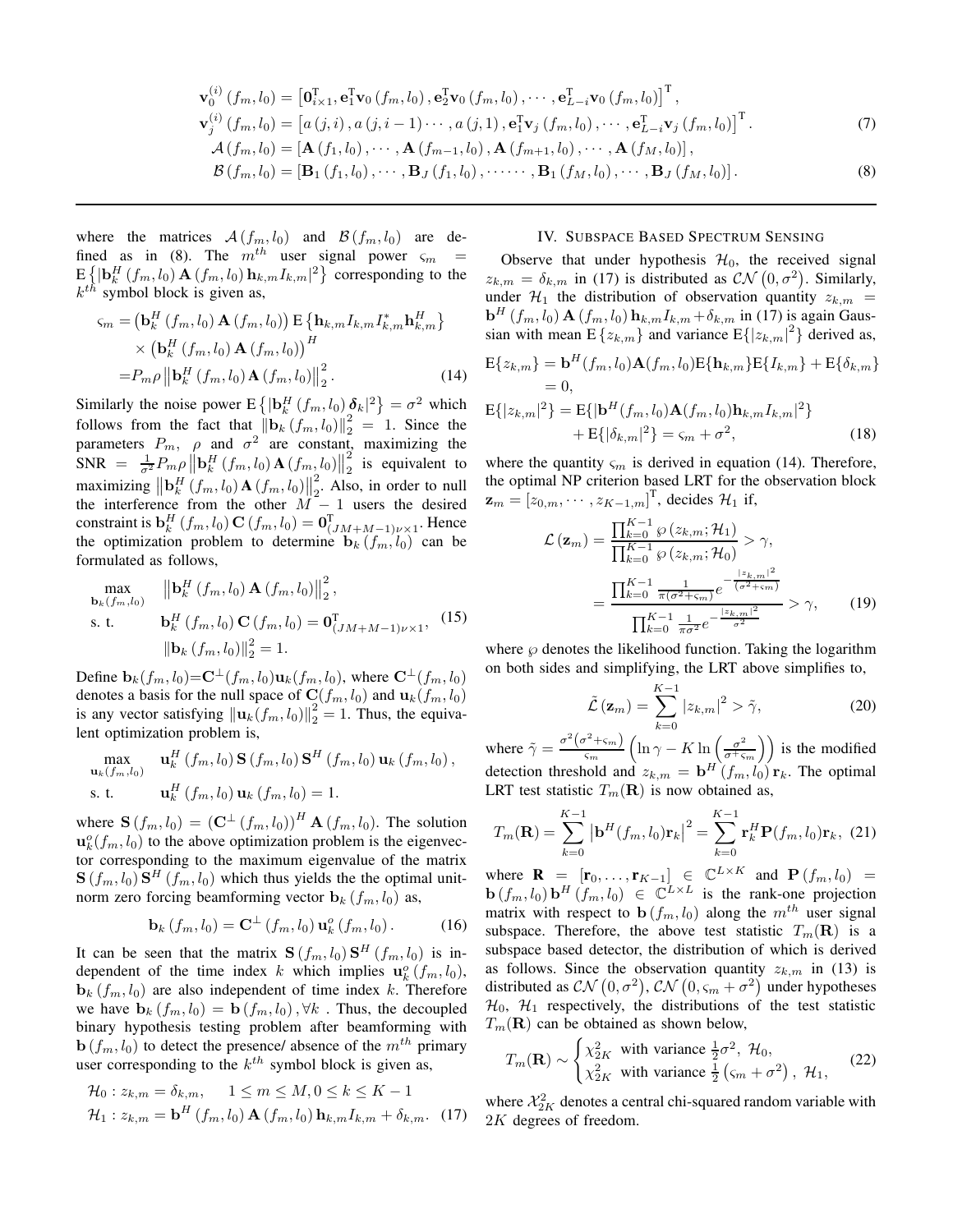$$\mathbf{v}_0^{(i)}(f_m, l_0) = \left[\mathbf{0}_{i\times 1}^{\mathrm{T}}, \mathbf{e}_1^{\mathrm{T}}\mathbf{v}_0(f_m, l_0), \mathbf{e}_2^{\mathrm{T}}\mathbf{v}_0(f_m, l_0), \cdots, \mathbf{e}_{L-i}^{\mathrm{T}}\mathbf{v}_0(f_m, l_0)\right]^{\mathrm{T}},$$

$$\mathbf{v}_j^{(i)}(f_m, l_0) = \left[a(j,i), a(j,i-1)\cdots, a(j,1), \mathbf{e}_1^{\mathrm{T}}\mathbf{v}_j(f_m, l_0), \cdots, \mathbf{e}_{L-i}^{\mathrm{T}}\mathbf{v}_j(f_m, l_0)\right]^{\mathrm{T}}. \tag{7}$$

$$\mathcal{A}(f_m, l_0) = \left[\mathbf{A}(f_1, l_0), \cdots, \mathbf{A}(f_{m-1}, l_0), \mathbf{A}(f_{m+1}, l_0), \cdots, \mathbf{A}(f_M, l_0)\right],$$

$$\mathcal{B}(f_m, l_0) = \left[\mathbf{B}_1(f_1, l_0), \cdots, \mathbf{B}_J(f_1, l_0), \cdots\cdots, \mathbf{B}_1(f_M, l_0), \cdots, \mathbf{B}_J(f_M, l_0)\right]. \tag{8}$$

---

where the matrices $\mathcal{A}(f_m, l_0)$ and $\mathcal{B}(f_m, l_0)$ are defined as in (8). The $m^{th}$ user signal power $\varsigma_m = \mathrm{E}\left\{|\mathbf{b}_k^H(f_m, l_0)\mathbf{A}(f_m, l_0)\mathbf{h}_{k,m}I_{k,m}|^2\right\}$ corresponding to the $k^{th}$ symbol block is given as,

$$\begin{aligned}
\varsigma_m =& \left(\mathbf{b}_k^H(f_m, l_0)\mathbf{A}(f_m, l_0)\right)\mathrm{E}\left\{\mathbf{h}_{k,m}I_{k,m}I_{k,m}^*\mathbf{h}_{k,m}^H\right\} \\
&\times \left(\mathbf{b}_k^H(f_m, l_0)\mathbf{A}(f_m, l_0)\right)^H \\
=& P_m\rho\left\|\mathbf{b}_k^H(f_m, l_0)\mathbf{A}(f_m, l_0)\right\|_2^2.
\end{aligned} \tag{14}$$

Similarly the noise power $\mathrm{E}\left\{|\mathbf{b}_k^H(f_m, l_0)\boldsymbol{\delta}_k|^2\right\} = \sigma^2$ which follows from the fact that $\|\mathbf{b}_k(f_m, l_0)\|_2^2 = 1$. Since the parameters $P_m$, $\rho$ and $\sigma^2$ are constant, maximizing the $\text{SNR} = \frac{1}{\sigma^2}P_m\rho\left\|\mathbf{b}_k^H(f_m, l_0)\mathbf{A}(f_m, l_0)\right\|_2^2$ is equivalent to maximizing $\left\|\mathbf{b}_k^H(f_m, l_0)\mathbf{A}(f_m, l_0)\right\|_2^2$. Also, in order to null the interference from the other $M-1$ users the desired constraint is $\mathbf{b}_k^H(f_m, l_0)\mathbf{C}(f_m, l_0) = \mathbf{0}^{\mathrm{T}}_{(JM+M-1)\nu\times 1}$. Hence the optimization problem to determine $\mathbf{b}_k(f_m, l_0)$ can be formulated as follows,

$$\begin{aligned}
\max_{\mathbf{b}_k(f_m, l_0)} \quad & \left\|\mathbf{b}_k^H(f_m, l_0)\mathbf{A}(f_m, l_0)\right\|_2^2, \\
\text{s. t.} \quad & \mathbf{b}_k^H(f_m, l_0)\mathbf{C}(f_m, l_0) = \mathbf{0}^{\mathrm{T}}_{(JM+M-1)\nu\times 1}, \\
& \|\mathbf{b}_k(f_m, l_0)\|_2^2 = 1.
\end{aligned} \tag{15}$$

Define $\mathbf{b}_k(f_m, l_0) = \mathbf{C}^{\perp}(f_m, l_0)\mathbf{u}_k(f_m, l_0)$, where $\mathbf{C}^{\perp}(f_m, l_0)$ denotes a basis for the null space of $\mathbf{C}(f_m, l_0)$ and $\mathbf{u}_k(f_m, l_0)$ is any vector satisfying $\|\mathbf{u}_k(f_m, l_0)\|_2^2 = 1$. Thus, the equivalent optimization problem is,

$$\begin{aligned}
\max_{\mathbf{u}_k(f_m, l_0)} \quad & \mathbf{u}_k^H(f_m, l_0)\mathbf{S}(f_m, l_0)\mathbf{S}^H(f_m, l_0)\mathbf{u}_k(f_m, l_0), \\
\text{s. t.} \quad & \mathbf{u}_k^H(f_m, l_0)\mathbf{u}_k(f_m, l_0) = 1.
\end{aligned}$$

where $\mathbf{S}(f_m, l_0) = (\mathbf{C}^{\perp}(f_m, l_0))^H\mathbf{A}(f_m, l_0)$. The solution $\mathbf{u}_k^o(f_m, l_0)$ to the above optimization problem is the eigenvector corresponding to the maximum eigenvalue of the matrix $\mathbf{S}(f_m, l_0)\mathbf{S}^H(f_m, l_0)$ which thus yields the the optimal unit-norm zero forcing beamforming vector $\mathbf{b}_k(f_m, l_0)$ as,

$$\mathbf{b}_k(f_m, l_0) = \mathbf{C}^{\perp}(f_m, l_0)\mathbf{u}_k^o(f_m, l_0). \tag{16}$$

It can be seen that the matrix $\mathbf{S}(f_m, l_0)\mathbf{S}^H(f_m, l_0)$ is independent of the time index $k$ which implies $\mathbf{u}_k^o(f_m, l_0)$, $\mathbf{b}_k(f_m, l_0)$ are also independent of time index $k$. Therefore we have $\mathbf{b}_k(f_m, l_0) = \mathbf{b}(f_m, l_0), \forall k$ . Thus, the decoupled binary hypothesis testing problem after beamforming with $\mathbf{b}(f_m, l_0)$ to detect the presence/ absence of the $m^{th}$ primary user corresponding to the $k^{th}$ symbol block is given as,

$$\begin{aligned}
&\mathcal{H}_0 : z_{k,m} = \delta_{k,m}, \quad 1 \le m \le M, 0 \le k \le K-1 \\
&\mathcal{H}_1 : z_{k,m} = \mathbf{b}^H(f_m, l_0)\mathbf{A}(f_m, l_0)\mathbf{h}_{k,m}I_{k,m} + \delta_{k,m}.
\end{aligned} \tag{17}$$

## IV. Subspace Based Spectrum Sensing

Observe that under hypothesis $\mathcal{H}_0$, the received signal $z_{k,m} = \delta_{k,m}$ in (17) is distributed as $\mathcal{CN}(0, \sigma^2)$. Similarly, under $\mathcal{H}_1$ the distribution of observation quantity $z_{k,m} = \mathbf{b}^H(f_m, l_0)\mathbf{A}(f_m, l_0)\mathbf{h}_{k,m}I_{k,m} + \delta_{k,m}$ in (17) is again Gaussian with mean $\mathrm{E}\{z_{k,m}\}$ and variance $\mathrm{E}\{|z_{k,m}|^2\}$ derived as,

$$\begin{aligned}
\mathrm{E}\{z_{k,m}\} &= \mathbf{b}^H(f_m, l_0)\mathbf{A}(f_m, l_0)\mathrm{E}\{\mathbf{h}_{k,m}\}\mathrm{E}\{I_{k,m}\} + \mathrm{E}\{\delta_{k,m}\} \\
&= 0, \\
\mathrm{E}\{|z_{k,m}|^2\} &= \mathrm{E}\{|\mathbf{b}^H(f_m, l_0)\mathbf{A}(f_m, l_0)\mathbf{h}_{k,m}I_{k,m}|^2\} \\
&\quad + \mathrm{E}\{|\delta_{k,m}|^2\} = \varsigma_m + \sigma^2,
\end{aligned} \tag{18}$$

where the quantity $\varsigma_m$ is derived in equation (14). Therefore, the optimal NP criterion based LRT for the observation block $\mathbf{z}_m = [z_{0,m}, \cdots, z_{K-1,m}]^{\mathrm{T}}$, decides $\mathcal{H}_1$ if,

$$\begin{aligned}
\mathcal{L}(\mathbf{z}_m) &= \frac{\prod_{k=0}^{K-1}\wp(z_{k,m}; \mathcal{H}_1)}{\prod_{k=0}^{K-1}\wp(z_{k,m}; \mathcal{H}_0)} > \gamma, \\
&= \frac{\prod_{k=0}^{K-1}\frac{1}{\pi(\sigma^2+\varsigma_m)}e^{-\frac{|z_{k,m}|^2}{(\sigma^2+\varsigma_m)}}}{\prod_{k=0}^{K-1}\frac{1}{\pi\sigma^2}e^{-\frac{|z_{k,m}|^2}{\sigma^2}}} > \gamma,
\end{aligned} \tag{19}$$

where $\wp$ denotes the likelihood function. Taking the logarithm on both sides and simplifying, the LRT above simplifies to,

$$\tilde{\mathcal{L}}(\mathbf{z}_m) = \sum_{k=0}^{K-1}|z_{k,m}|^2 > \tilde{\gamma}, \tag{20}$$

where $\tilde{\gamma} = \frac{\sigma^2(\sigma^2+\varsigma_m)}{\varsigma_m}\left(\ln\gamma - K\ln\left(\frac{\sigma^2}{\sigma^2+\varsigma_m}\right)\right)$ is the modified detection threshold and $z_{k,m} = \mathbf{b}^H(f_m, l_0)\mathbf{r}_k$. The optimal LRT test statistic $T_m(\mathbf{R})$ is now obtained as,

$$T_m(\mathbf{R}) = \sum_{k=0}^{K-1}\left|\mathbf{b}^H(f_m, l_0)\mathbf{r}_k\right|^2 = \sum_{k=0}^{K-1}\mathbf{r}_k^H\mathbf{P}(f_m, l_0)\mathbf{r}_k, \tag{21}$$

where $\mathbf{R} = [\mathbf{r}_0, \ldots, \mathbf{r}_{K-1}] \in \mathbb{C}^{L\times K}$ and $\mathbf{P}(f_m, l_0) = \mathbf{b}(f_m, l_0)\mathbf{b}^H(f_m, l_0) \in \mathbb{C}^{L\times L}$ is the rank-one projection matrix with respect to $\mathbf{b}(f_m, l_0)$ along the $m^{th}$ user signal subspace. Therefore, the above test statistic $T_m(\mathbf{R})$ is a subspace based detector, the distribution of which is derived as follows. Since the observation quantity $z_{k,m}$ in (13) is distributed as $\mathcal{CN}(0, \sigma^2)$, $\mathcal{CN}(0, \varsigma_m + \sigma^2)$ under hypotheses $\mathcal{H}_0$, $\mathcal{H}_1$ respectively, the distributions of the test statistic $T_m(\mathbf{R})$ can be obtained as shown below,

$$T_m(\mathbf{R}) \sim \begin{cases} \chi_{2K}^2 \text{ with variance } \frac{1}{2}\sigma^2, \ \mathcal{H}_0, \\ \chi_{2K}^2 \text{ with variance } \frac{1}{2}\left(\varsigma_m + \sigma^2\right), \ \mathcal{H}_1, \end{cases} \tag{22}$$

where $\mathcal{X}_{2K}^2$ denotes a central chi-squared random variable with $2K$ degrees of freedom.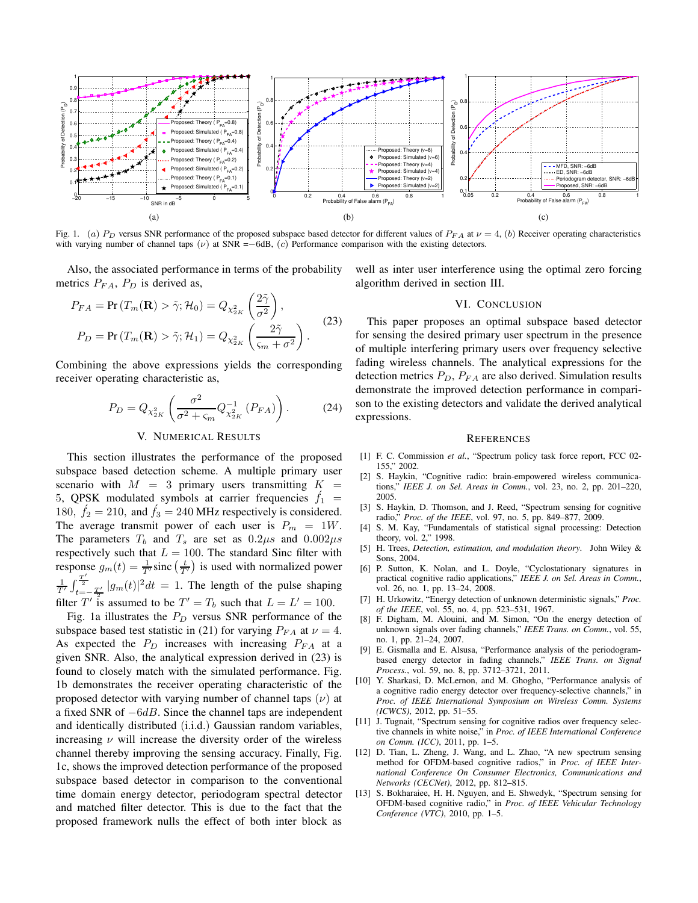(a)

Proposed: Theory ( $P_{FA}$=0.8)
Proposed: Simulated ( $P_{FA}$=0.8)
Proposed: Theory ( $P_{FA}$=0.4)
Proposed: Simulated ( $P_{FA}$=0.4)
Proposed: Theory ( $P_{FA}$=0.2)
Proposed: Simulated ( $P_{FA}$=0.2)
Proposed: Theory ( $P_{FA}$=0.1)
Proposed: Simulated ( $P_{FA}$=0.1)

Probability of Detection ($P_D$)
SNR in dB

(b)

Proposed: Theory (ν=6)
Proposed: Simulated (ν=6)
Proposed: Theory (ν=4)
Proposed: Simulated (ν=4)
Proposed: Theory (ν=2)
Proposed: Simulated (ν=2)

Probability of Detection ($P_D$)
Probability of False alarm ($P_{FA}$)

(c)

MFD, SNR: −6dB
ED, SNR: −6dB
Periodogram detector, SNR: −6dB
Proposed, SNR: −6dB

Probability of Detection ($P_D$)
Probability of False alarm ($P_{FA}$)

Fig. 1. $(a)$ $P_D$ versus SNR performance of the proposed subspace based detector for different values of $P_{FA}$ at $\nu = 4$, $(b)$ Receiver operating characteristics with varying number of channel taps ($\nu$) at SNR $=-6$dB, $(c)$ Performance comparison with the existing detectors.

Also, the associated performance in terms of the probability metrics $P_{FA}$, $P_D$ is derived as,

$$
\begin{aligned}
P_{FA} &= \Pr\left(T_m(\mathbf{R}) > \tilde{\gamma}; \mathcal{H}_0\right) = Q_{\chi^2_{2K}}\left(\frac{2\tilde{\gamma}}{\sigma^2}\right), \\
P_D &= \Pr\left(T_m(\mathbf{R}) > \tilde{\gamma}; \mathcal{H}_1\right) = Q_{\chi^2_{2K}}\left(\frac{2\tilde{\gamma}}{\varsigma_m + \sigma^2}\right).
\end{aligned} \tag{23}
$$

Combining the above expressions yields the corresponding receiver operating characteristic as,

$$
P_D = Q_{\chi^2_{2K}}\left(\frac{\sigma^2}{\sigma^2 + \varsigma_m} Q^{-1}_{\chi^2_{2K}}\left(P_{FA}\right)\right). \tag{24}
$$

## V. Numerical Results

This section illustrates the performance of the proposed subspace based detection scheme. A multiple primary user scenario with $M = 3$ primary users transmitting $K = 5$, QPSK modulated symbols at carrier frequencies $\acute{f}_1 = 180$, $\acute{f}_2 = 210$, and $\acute{f}_3 = 240$ MHz respectively is considered. The average transmit power of each user is $P_m = 1W$. The parameters $T_b$ and $T_s$ are set as $0.2\mu s$ and $0.002\mu s$ respectively such that $L = 100$. The standard Sinc filter with response $g_m(t) = \frac{1}{T'}\text{sinc}\left(\frac{t}{T'}\right)$ is used with normalized power $\frac{1}{T'}\int_{t=-\frac{T'}{2}}^{\frac{T'}{2}} |g_m(t)|^2 dt = 1$. The length of the pulse shaping filter $T'$ is assumed to be $T' = T_b$ such that $L = L' = 100$.

Fig. 1a illustrates the $P_D$ versus SNR performance of the subspace based test statistic in (21) for varying $P_{FA}$ at $\nu = 4$. As expected the $P_D$ increases with increasing $P_{FA}$ at a given SNR. Also, the analytical expression derived in (23) is found to closely match with the simulated performance. Fig. 1b demonstrates the receiver operating characteristic of the proposed detector with varying number of channel taps ($\nu$) at a fixed SNR of $-6dB$. Since the channel taps are independent and identically distributed (i.i.d.) Gaussian random variables, increasing $\nu$ will increase the diversity order of the wireless channel thereby improving the sensing accuracy. Finally, Fig. 1c, shows the improved detection performance of the proposed subspace based detector in comparison to the conventional time domain energy detector, periodogram spectral detector and matched filter detector. This is due to the fact that the proposed framework nulls the effect of both inter block as well as inter user interference using the optimal zero forcing algorithm derived in section III.

## VI. Conclusion

This paper proposes an optimal subspace based detector for sensing the desired primary user spectrum in the presence of multiple interfering primary users over frequency selective fading wireless channels. The analytical expressions for the detection metrics $P_D$, $P_{FA}$ are also derived. Simulation results demonstrate the improved detection performance in comparison to the existing detectors and validate the derived analytical expressions.

## References

[1] F. C. Commission *et al.*, "Spectrum policy task force report, FCC 02-155," 2002.

[2] S. Haykin, "Cognitive radio: brain-empowered wireless communications," *IEEE J. on Sel. Areas in Comm.*, vol. 23, no. 2, pp. 201–220, 2005.

[3] S. Haykin, D. Thomson, and J. Reed, "Spectrum sensing for cognitive radio," *Proc. of the IEEE*, vol. 97, no. 5, pp. 849–877, 2009.

[4] S. M. Kay, "Fundamentals of statistical signal processing: Detection theory, vol. 2," 1998.

[5] H. Trees, *Detection, estimation, and modulation theory*. John Wiley & Sons, 2004.

[6] P. Sutton, K. Nolan, and L. Doyle, "Cyclostationary signatures in practical cognitive radio applications," *IEEE J. on Sel. Areas in Comm.*, vol. 26, no. 1, pp. 13–24, 2008.

[7] H. Urkowitz, "Energy detection of unknown deterministic signals," *Proc. of the IEEE*, vol. 55, no. 4, pp. 523–531, 1967.

[8] F. Digham, M. Alouini, and M. Simon, "On the energy detection of unknown signals over fading channels," *IEEE Trans. on Comm.*, vol. 55, no. 1, pp. 21–24, 2007.

[9] E. Gismalla and E. Alsusa, "Performance analysis of the periodogram-based energy detector in fading channels," *IEEE Trans. on Signal Process.*, vol. 59, no. 8, pp. 3712–3721, 2011.

[10] Y. Sharkasi, D. McLernon, and M. Ghogho, "Performance analysis of a cognitive radio energy detector over frequency-selective channels," in *Proc. of IEEE International Symposium on Wireless Comm. Systems (ICWCS)*, 2012, pp. 51–55.

[11] J. Tugnait, "Spectrum sensing for cognitive radios over frequency selective channels in white noise," in *Proc. of IEEE International Conference on Comm. (ICC)*, 2011, pp. 1–5.

[12] D. Tian, L. Zheng, J. Wang, and L. Zhao, "A new spectrum sensing method for OFDM-based cognitive radios," in *Proc. of IEEE International Conference On Consumer Electronics, Communications and Networks (CECNet)*, 2012, pp. 812–815.

[13] S. Bokharaiee, H. H. Nguyen, and E. Shwedyk, "Spectrum sensing for OFDM-based cognitive radio," in *Proc. of IEEE Vehicular Technology Conference (VTC)*, 2010, pp. 1–5.